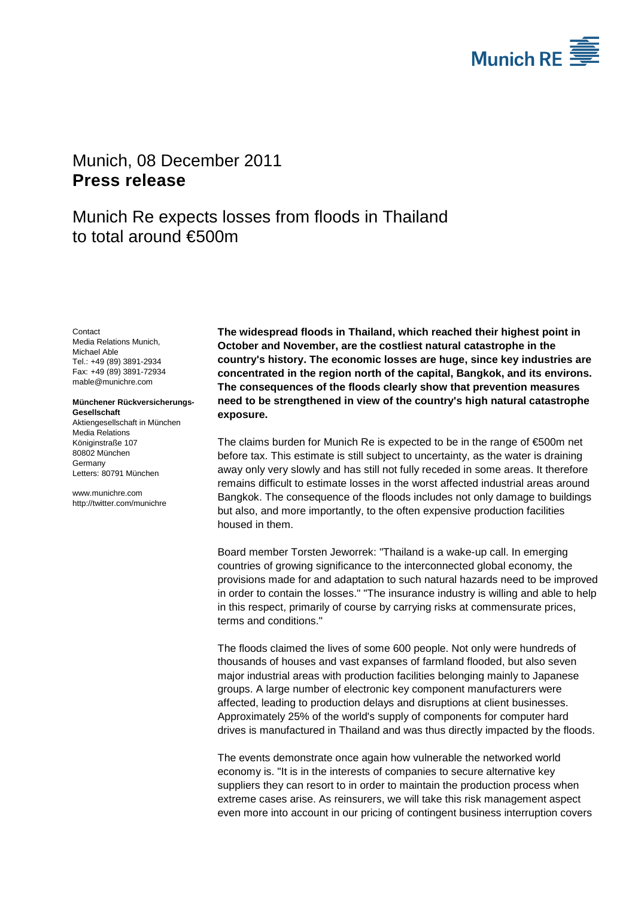Munich, 08 December 2011
**Press release**

# Munich Re expects losses from floods in Thailand to total around €500m

Contact
Media Relations Munich,
Michael Able
Tel.: +49 (89) 3891-2934
Fax: +49 (89) 3891-72934
mable@munichre.com

**Münchener Rückversicherungs-Gesellschaft**
Aktiengesellschaft in München
Media Relations
Königinstraße 107
80802 München
Germany
Letters: 80791 München

www.munichre.com
http://twitter.com/munichre

**The widespread floods in Thailand, which reached their highest point in October and November, are the costliest natural catastrophe in the country's history. The economic losses are huge, since key industries are concentrated in the region north of the capital, Bangkok, and its environs. The consequences of the floods clearly show that prevention measures need to be strengthened in view of the country's high natural catastrophe exposure.**

The claims burden for Munich Re is expected to be in the range of €500m net before tax. This estimate is still subject to uncertainty, as the water is draining away only very slowly and has still not fully receded in some areas. It therefore remains difficult to estimate losses in the worst affected industrial areas around Bangkok. The consequence of the floods includes not only damage to buildings but also, and more importantly, to the often expensive production facilities housed in them.

Board member Torsten Jeworrek: "Thailand is a wake-up call. In emerging countries of growing significance to the interconnected global economy, the provisions made for and adaptation to such natural hazards need to be improved in order to contain the losses." "The insurance industry is willing and able to help in this respect, primarily of course by carrying risks at commensurate prices, terms and conditions."

The floods claimed the lives of some 600 people. Not only were hundreds of thousands of houses and vast expanses of farmland flooded, but also seven major industrial areas with production facilities belonging mainly to Japanese groups. A large number of electronic key component manufacturers were affected, leading to production delays and disruptions at client businesses. Approximately 25% of the world's supply of components for computer hard drives is manufactured in Thailand and was thus directly impacted by the floods.

The events demonstrate once again how vulnerable the networked world economy is. "It is in the interests of companies to secure alternative key suppliers they can resort to in order to maintain the production process when extreme cases arise. As reinsurers, we will take this risk management aspect even more into account in our pricing of contingent business interruption covers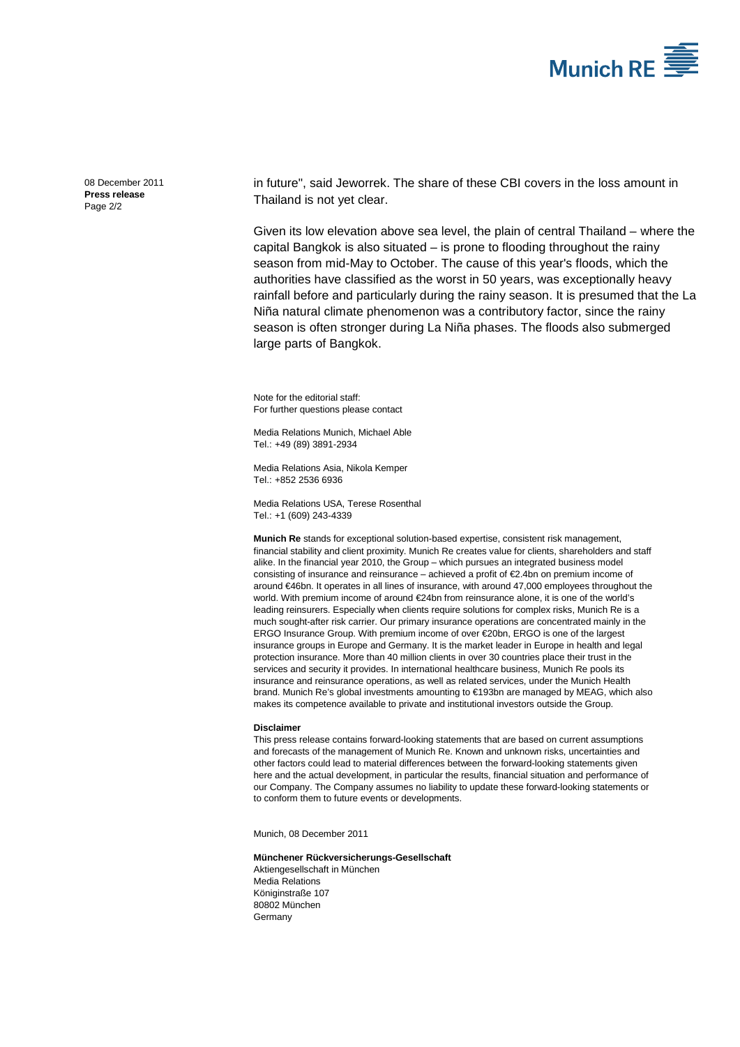in future", said Jeworrek. The share of these CBI covers in the loss amount in Thailand is not yet clear.

Given its low elevation above sea level, the plain of central Thailand – where the capital Bangkok is also situated – is prone to flooding throughout the rainy season from mid-May to October. The cause of this year's floods, which the authorities have classified as the worst in 50 years, was exceptionally heavy rainfall before and particularly during the rainy season. It is presumed that the La Niña natural climate phenomenon was a contributory factor, since the rainy season is often stronger during La Niña phases. The floods also submerged large parts of Bangkok.

Note for the editorial staff:
For further questions please contact

Media Relations Munich, Michael Able
Tel.: +49 (89) 3891-2934

Media Relations Asia, Nikola Kemper
Tel.: +852 2536 6936

Media Relations USA, Terese Rosenthal
Tel.: +1 (609) 243-4339

**Munich Re** stands for exceptional solution-based expertise, consistent risk management, financial stability and client proximity. Munich Re creates value for clients, shareholders and staff alike. In the financial year 2010, the Group – which pursues an integrated business model consisting of insurance and reinsurance – achieved a profit of €2.4bn on premium income of around €46bn. It operates in all lines of insurance, with around 47,000 employees throughout the world. With premium income of around €24bn from reinsurance alone, it is one of the world's leading reinsurers. Especially when clients require solutions for complex risks, Munich Re is a much sought-after risk carrier. Our primary insurance operations are concentrated mainly in the ERGO Insurance Group. With premium income of over €20bn, ERGO is one of the largest insurance groups in Europe and Germany. It is the market leader in Europe in health and legal protection insurance. More than 40 million clients in over 30 countries place their trust in the services and security it provides. In international healthcare business, Munich Re pools its insurance and reinsurance operations, as well as related services, under the Munich Health brand. Munich Re's global investments amounting to €193bn are managed by MEAG, which also makes its competence available to private and institutional investors outside the Group.

**Disclaimer**

This press release contains forward-looking statements that are based on current assumptions and forecasts of the management of Munich Re. Known and unknown risks, uncertainties and other factors could lead to material differences between the forward-looking statements given here and the actual development, in particular the results, financial situation and performance of our Company. The Company assumes no liability to update these forward-looking statements or to conform them to future events or developments.

Munich, 08 December 2011

**Münchener Rückversicherungs-Gesellschaft**
Aktiengesellschaft in München
Media Relations
Königinstraße 107
80802 München
Germany